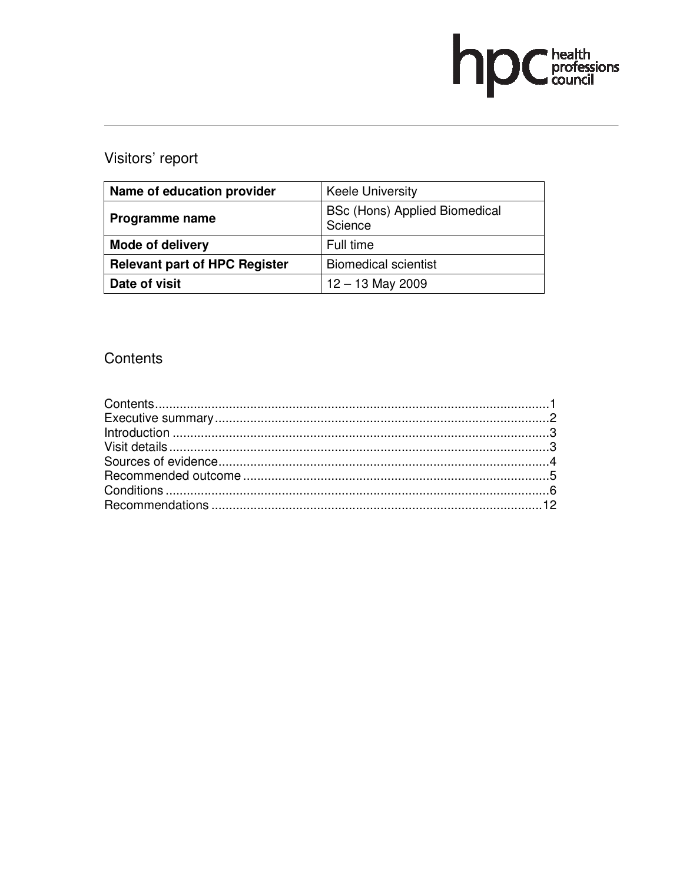# Visitors' report

| Name of education provider | Keele University |
|---|---|
| **Programme name** | BSc (Hons) Applied Biomedical Science |
| **Mode of delivery** | Full time |
| **Relevant part of HPC Register** | Biomedical scientist |
| **Date of visit** | 12 – 13 May 2009 |

## Contents

Contents....................................................................................................1
Executive summary.....................................................................................2
Introduction ...............................................................................................3
Visit details ................................................................................................3
Sources of evidence....................................................................................4
Recommended outcome ..............................................................................5
Conditions .................................................................................................6
Recommendations .....................................................................................12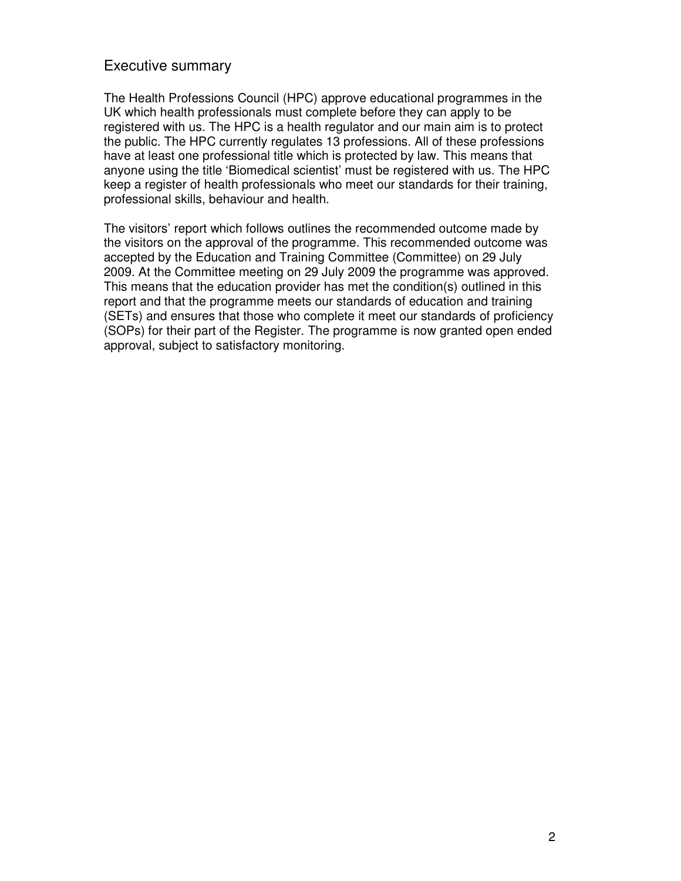## Executive summary

The Health Professions Council (HPC) approve educational programmes in the UK which health professionals must complete before they can apply to be registered with us. The HPC is a health regulator and our main aim is to protect the public. The HPC currently regulates 13 professions. All of these professions have at least one professional title which is protected by law. This means that anyone using the title 'Biomedical scientist' must be registered with us. The HPC keep a register of health professionals who meet our standards for their training, professional skills, behaviour and health.

The visitors' report which follows outlines the recommended outcome made by the visitors on the approval of the programme. This recommended outcome was accepted by the Education and Training Committee (Committee) on 29 July 2009. At the Committee meeting on 29 July 2009 the programme was approved. This means that the education provider has met the condition(s) outlined in this report and that the programme meets our standards of education and training (SETs) and ensures that those who complete it meet our standards of proficiency (SOPs) for their part of the Register. The programme is now granted open ended approval, subject to satisfactory monitoring.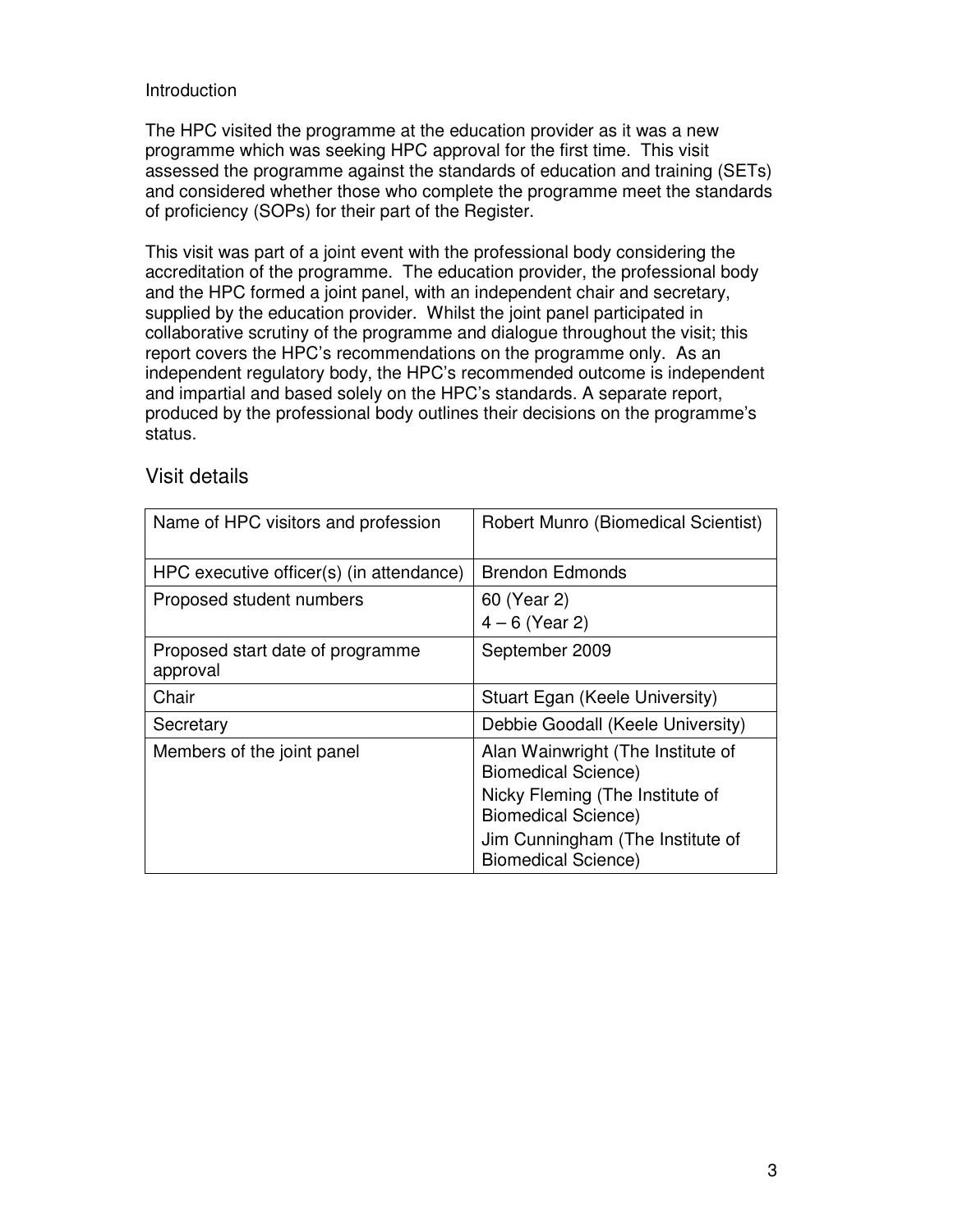Introduction

The HPC visited the programme at the education provider as it was a new programme which was seeking HPC approval for the first time. This visit assessed the programme against the standards of education and training (SETs) and considered whether those who complete the programme meet the standards of proficiency (SOPs) for their part of the Register.

This visit was part of a joint event with the professional body considering the accreditation of the programme. The education provider, the professional body and the HPC formed a joint panel, with an independent chair and secretary, supplied by the education provider. Whilst the joint panel participated in collaborative scrutiny of the programme and dialogue throughout the visit; this report covers the HPC's recommendations on the programme only. As an independent regulatory body, the HPC's recommended outcome is independent and impartial and based solely on the HPC's standards. A separate report, produced by the professional body outlines their decisions on the programme's status.

## Visit details

| | |
|---|---|
| Name of HPC visitors and profession | Robert Munro (Biomedical Scientist) |
| HPC executive officer(s) (in attendance) | Brendon Edmonds |
| Proposed student numbers | 60 (Year 2)<br>4 – 6 (Year 2) |
| Proposed start date of programme approval | September 2009 |
| Chair | Stuart Egan (Keele University) |
| Secretary | Debbie Goodall (Keele University) |
| Members of the joint panel | Alan Wainwright (The Institute of Biomedical Science)<br>Nicky Fleming (The Institute of Biomedical Science)<br>Jim Cunningham (The Institute of Biomedical Science) |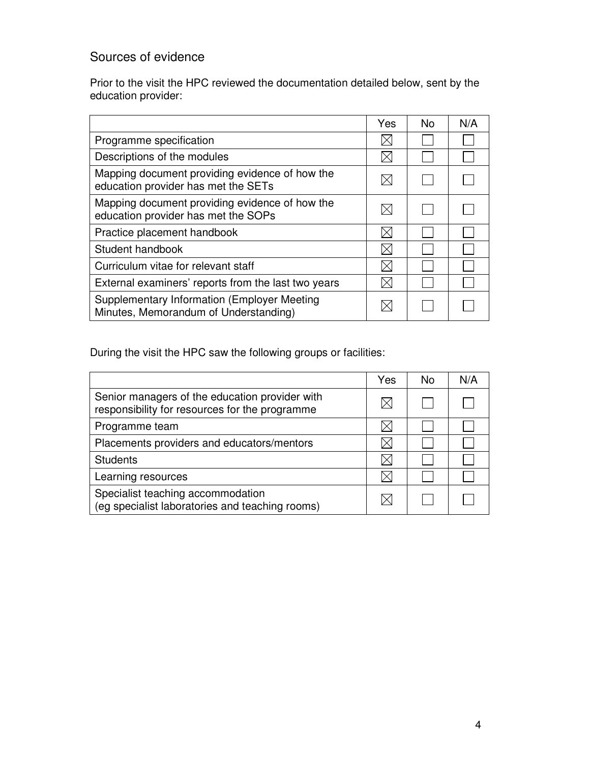## Sources of evidence

Prior to the visit the HPC reviewed the documentation detailed below, sent by the education provider:

| | Yes | No | N/A |
|---|---|---|---|
| Programme specification | ☒ | ☐ | ☐ |
| Descriptions of the modules | ☒ | ☐ | ☐ |
| Mapping document providing evidence of how the education provider has met the SETs | ☒ | ☐ | ☐ |
| Mapping document providing evidence of how the education provider has met the SOPs | ☒ | ☐ | ☐ |
| Practice placement handbook | ☒ | ☐ | ☐ |
| Student handbook | ☒ | ☐ | ☐ |
| Curriculum vitae for relevant staff | ☒ | ☐ | ☐ |
| External examiners' reports from the last two years | ☒ | ☐ | ☐ |
| Supplementary Information (Employer Meeting Minutes, Memorandum of Understanding) | ☒ | ☐ | ☐ |

During the visit the HPC saw the following groups or facilities:

| | Yes | No | N/A |
|---|---|---|---|
| Senior managers of the education provider with responsibility for resources for the programme | ☒ | ☐ | ☐ |
| Programme team | ☒ | ☐ | ☐ |
| Placements providers and educators/mentors | ☒ | ☐ | ☐ |
| Students | ☒ | ☐ | ☐ |
| Learning resources | ☒ | ☐ | ☐ |
| Specialist teaching accommodation (eg specialist laboratories and teaching rooms) | ☒ | ☐ | ☐ |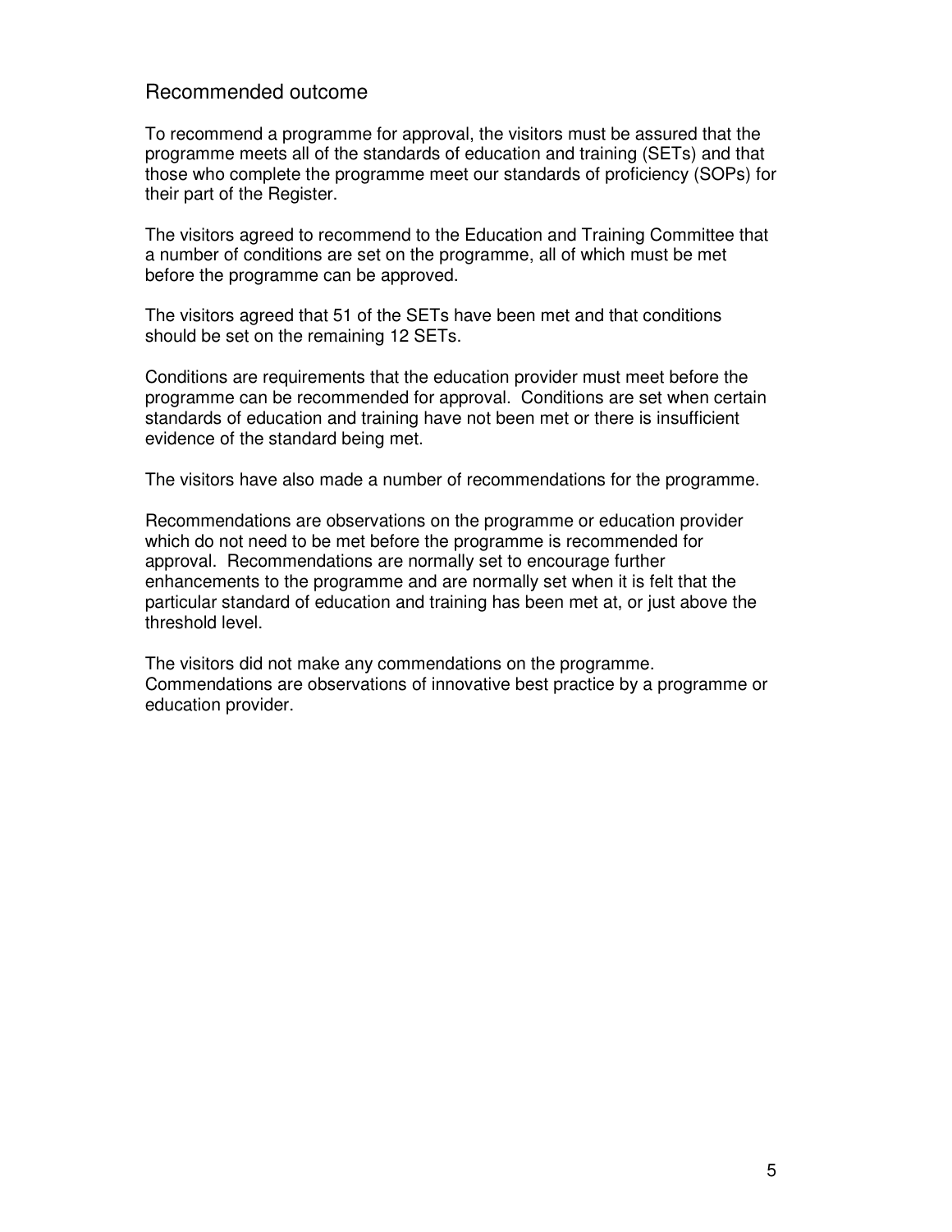## Recommended outcome

To recommend a programme for approval, the visitors must be assured that the programme meets all of the standards of education and training (SETs) and that those who complete the programme meet our standards of proficiency (SOPs) for their part of the Register.

The visitors agreed to recommend to the Education and Training Committee that a number of conditions are set on the programme, all of which must be met before the programme can be approved.

The visitors agreed that 51 of the SETs have been met and that conditions should be set on the remaining 12 SETs.

Conditions are requirements that the education provider must meet before the programme can be recommended for approval. Conditions are set when certain standards of education and training have not been met or there is insufficient evidence of the standard being met.

The visitors have also made a number of recommendations for the programme.

Recommendations are observations on the programme or education provider which do not need to be met before the programme is recommended for approval. Recommendations are normally set to encourage further enhancements to the programme and are normally set when it is felt that the particular standard of education and training has been met at, or just above the threshold level.

The visitors did not make any commendations on the programme. Commendations are observations of innovative best practice by a programme or education provider.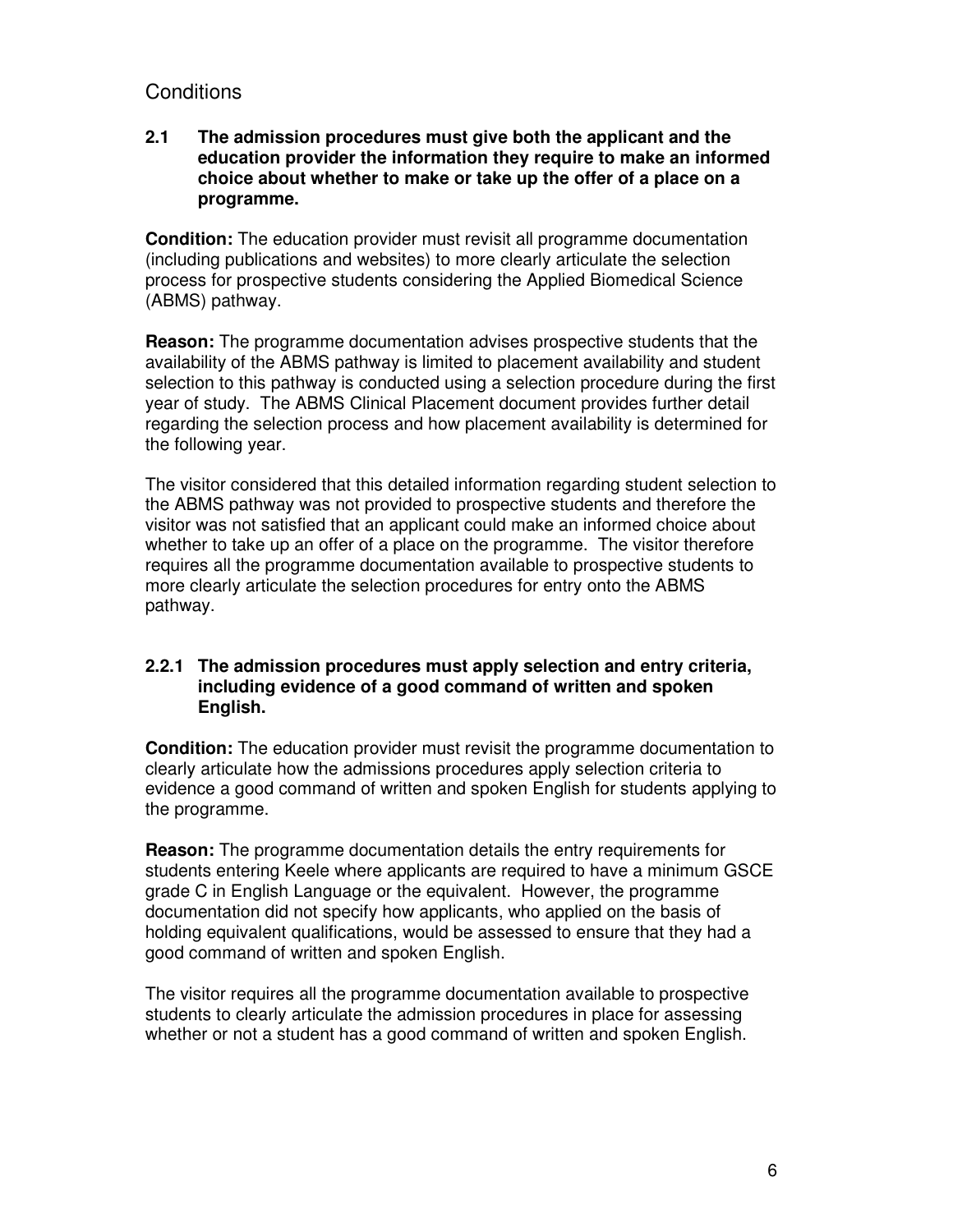## Conditions

**2.1 The admission procedures must give both the applicant and the education provider the information they require to make an informed choice about whether to make or take up the offer of a place on a programme.**

**Condition:** The education provider must revisit all programme documentation (including publications and websites) to more clearly articulate the selection process for prospective students considering the Applied Biomedical Science (ABMS) pathway.

**Reason:** The programme documentation advises prospective students that the availability of the ABMS pathway is limited to placement availability and student selection to this pathway is conducted using a selection procedure during the first year of study. The ABMS Clinical Placement document provides further detail regarding the selection process and how placement availability is determined for the following year.

The visitor considered that this detailed information regarding student selection to the ABMS pathway was not provided to prospective students and therefore the visitor was not satisfied that an applicant could make an informed choice about whether to take up an offer of a place on the programme. The visitor therefore requires all the programme documentation available to prospective students to more clearly articulate the selection procedures for entry onto the ABMS pathway.

**2.2.1 The admission procedures must apply selection and entry criteria, including evidence of a good command of written and spoken English.**

**Condition:** The education provider must revisit the programme documentation to clearly articulate how the admissions procedures apply selection criteria to evidence a good command of written and spoken English for students applying to the programme.

**Reason:** The programme documentation details the entry requirements for students entering Keele where applicants are required to have a minimum GSCE grade C in English Language or the equivalent. However, the programme documentation did not specify how applicants, who applied on the basis of holding equivalent qualifications, would be assessed to ensure that they had a good command of written and spoken English.

The visitor requires all the programme documentation available to prospective students to clearly articulate the admission procedures in place for assessing whether or not a student has a good command of written and spoken English.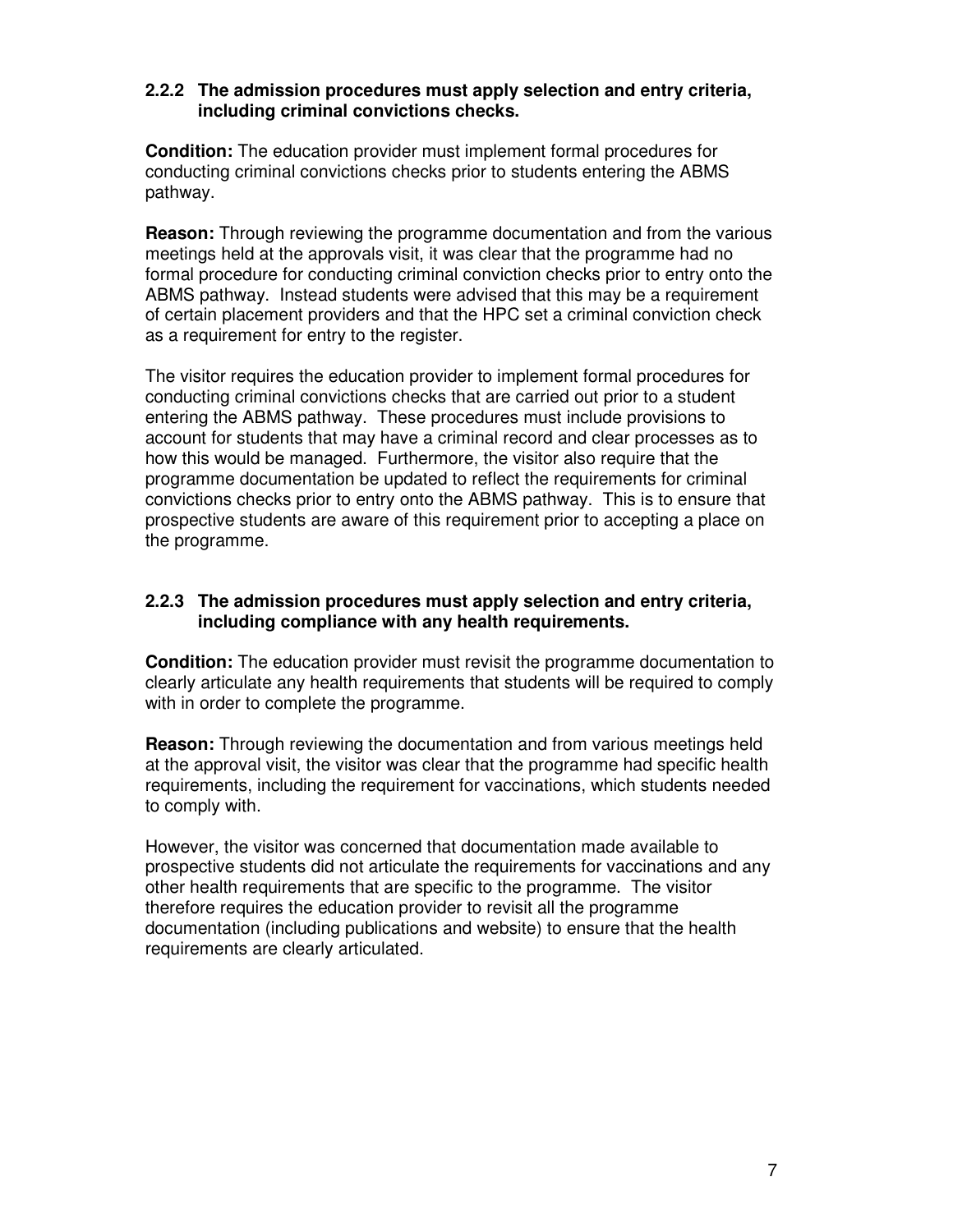**2.2.2 The admission procedures must apply selection and entry criteria, including criminal convictions checks.**

**Condition:** The education provider must implement formal procedures for conducting criminal convictions checks prior to students entering the ABMS pathway.

**Reason:** Through reviewing the programme documentation and from the various meetings held at the approvals visit, it was clear that the programme had no formal procedure for conducting criminal conviction checks prior to entry onto the ABMS pathway. Instead students were advised that this may be a requirement of certain placement providers and that the HPC set a criminal conviction check as a requirement for entry to the register.

The visitor requires the education provider to implement formal procedures for conducting criminal convictions checks that are carried out prior to a student entering the ABMS pathway. These procedures must include provisions to account for students that may have a criminal record and clear processes as to how this would be managed. Furthermore, the visitor also require that the programme documentation be updated to reflect the requirements for criminal convictions checks prior to entry onto the ABMS pathway. This is to ensure that prospective students are aware of this requirement prior to accepting a place on the programme.

**2.2.3 The admission procedures must apply selection and entry criteria, including compliance with any health requirements.**

**Condition:** The education provider must revisit the programme documentation to clearly articulate any health requirements that students will be required to comply with in order to complete the programme.

**Reason:** Through reviewing the documentation and from various meetings held at the approval visit, the visitor was clear that the programme had specific health requirements, including the requirement for vaccinations, which students needed to comply with.

However, the visitor was concerned that documentation made available to prospective students did not articulate the requirements for vaccinations and any other health requirements that are specific to the programme. The visitor therefore requires the education provider to revisit all the programme documentation (including publications and website) to ensure that the health requirements are clearly articulated.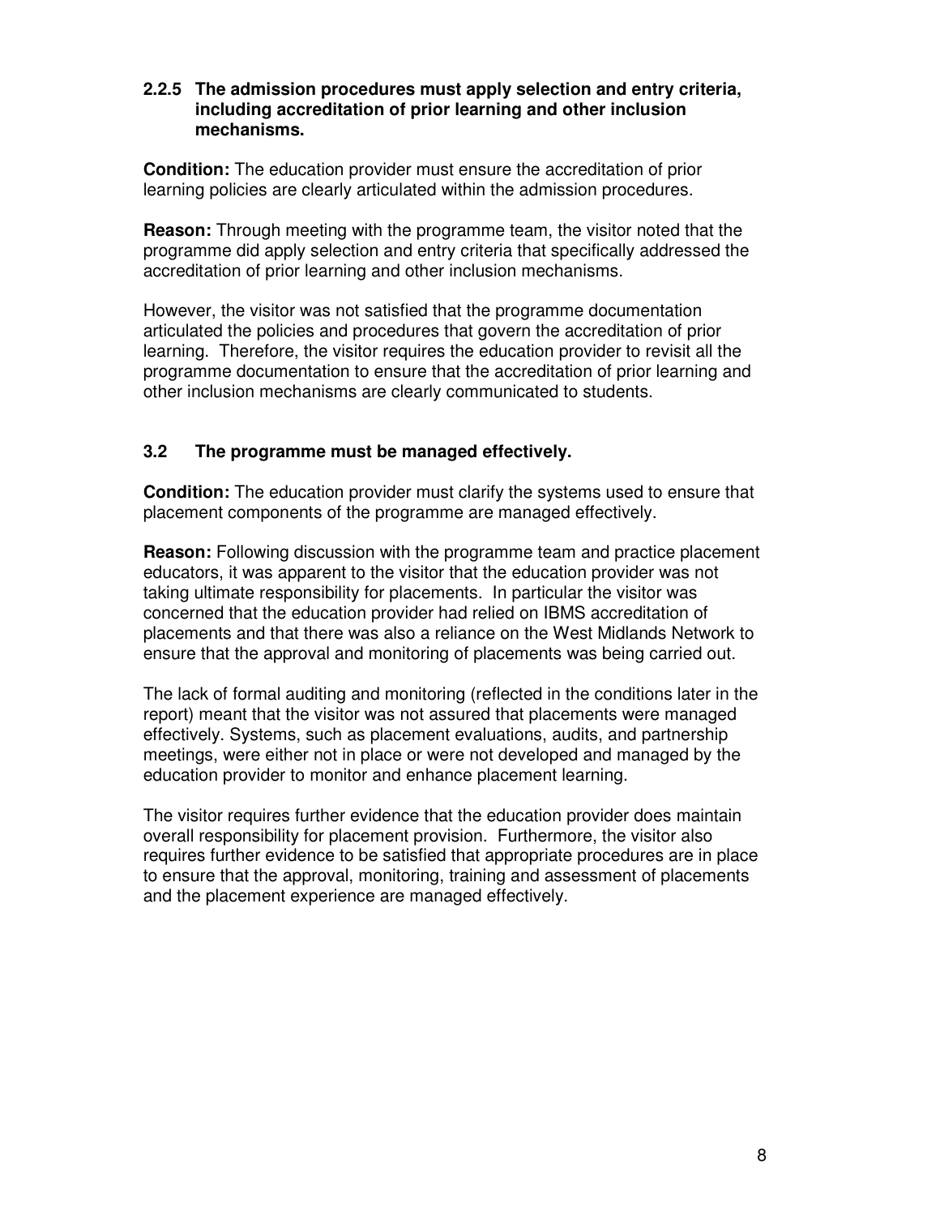### 2.2.5 The admission procedures must apply selection and entry criteria, including accreditation of prior learning and other inclusion mechanisms.

**Condition:** The education provider must ensure the accreditation of prior learning policies are clearly articulated within the admission procedures.

**Reason:** Through meeting with the programme team, the visitor noted that the programme did apply selection and entry criteria that specifically addressed the accreditation of prior learning and other inclusion mechanisms.

However, the visitor was not satisfied that the programme documentation articulated the policies and procedures that govern the accreditation of prior learning. Therefore, the visitor requires the education provider to revisit all the programme documentation to ensure that the accreditation of prior learning and other inclusion mechanisms are clearly communicated to students.

### 3.2 The programme must be managed effectively.

**Condition:** The education provider must clarify the systems used to ensure that placement components of the programme are managed effectively.

**Reason:** Following discussion with the programme team and practice placement educators, it was apparent to the visitor that the education provider was not taking ultimate responsibility for placements. In particular the visitor was concerned that the education provider had relied on IBMS accreditation of placements and that there was also a reliance on the West Midlands Network to ensure that the approval and monitoring of placements was being carried out.

The lack of formal auditing and monitoring (reflected in the conditions later in the report) meant that the visitor was not assured that placements were managed effectively. Systems, such as placement evaluations, audits, and partnership meetings, were either not in place or were not developed and managed by the education provider to monitor and enhance placement learning.

The visitor requires further evidence that the education provider does maintain overall responsibility for placement provision. Furthermore, the visitor also requires further evidence to be satisfied that appropriate procedures are in place to ensure that the approval, monitoring, training and assessment of placements and the placement experience are managed effectively.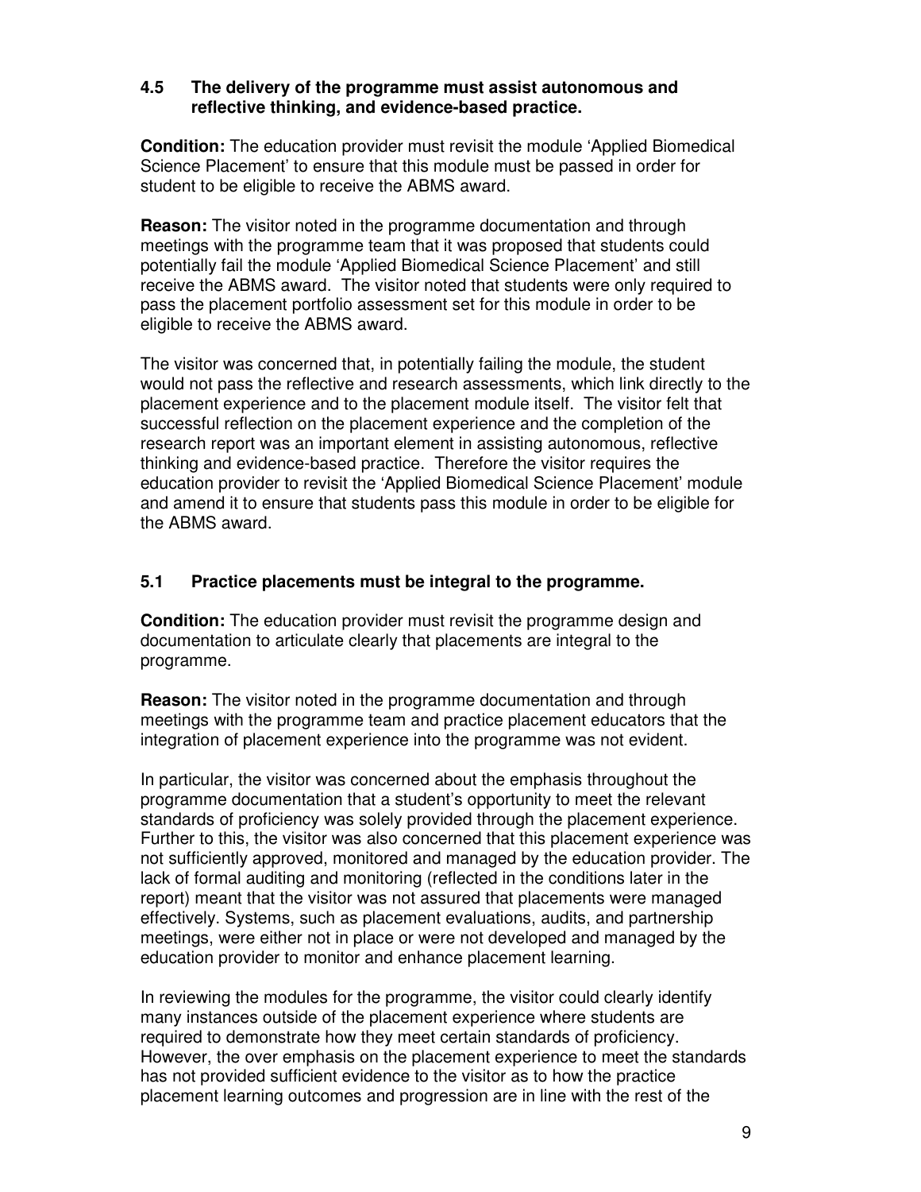### 4.5 The delivery of the programme must assist autonomous and reflective thinking, and evidence-based practice.

**Condition:** The education provider must revisit the module 'Applied Biomedical Science Placement' to ensure that this module must be passed in order for student to be eligible to receive the ABMS award.

**Reason:** The visitor noted in the programme documentation and through meetings with the programme team that it was proposed that students could potentially fail the module 'Applied Biomedical Science Placement' and still receive the ABMS award. The visitor noted that students were only required to pass the placement portfolio assessment set for this module in order to be eligible to receive the ABMS award.

The visitor was concerned that, in potentially failing the module, the student would not pass the reflective and research assessments, which link directly to the placement experience and to the placement module itself. The visitor felt that successful reflection on the placement experience and the completion of the research report was an important element in assisting autonomous, reflective thinking and evidence-based practice. Therefore the visitor requires the education provider to revisit the 'Applied Biomedical Science Placement' module and amend it to ensure that students pass this module in order to be eligible for the ABMS award.

### 5.1 Practice placements must be integral to the programme.

**Condition:** The education provider must revisit the programme design and documentation to articulate clearly that placements are integral to the programme.

**Reason:** The visitor noted in the programme documentation and through meetings with the programme team and practice placement educators that the integration of placement experience into the programme was not evident.

In particular, the visitor was concerned about the emphasis throughout the programme documentation that a student's opportunity to meet the relevant standards of proficiency was solely provided through the placement experience. Further to this, the visitor was also concerned that this placement experience was not sufficiently approved, monitored and managed by the education provider. The lack of formal auditing and monitoring (reflected in the conditions later in the report) meant that the visitor was not assured that placements were managed effectively. Systems, such as placement evaluations, audits, and partnership meetings, were either not in place or were not developed and managed by the education provider to monitor and enhance placement learning.

In reviewing the modules for the programme, the visitor could clearly identify many instances outside of the placement experience where students are required to demonstrate how they meet certain standards of proficiency. However, the over emphasis on the placement experience to meet the standards has not provided sufficient evidence to the visitor as to how the practice placement learning outcomes and progression are in line with the rest of the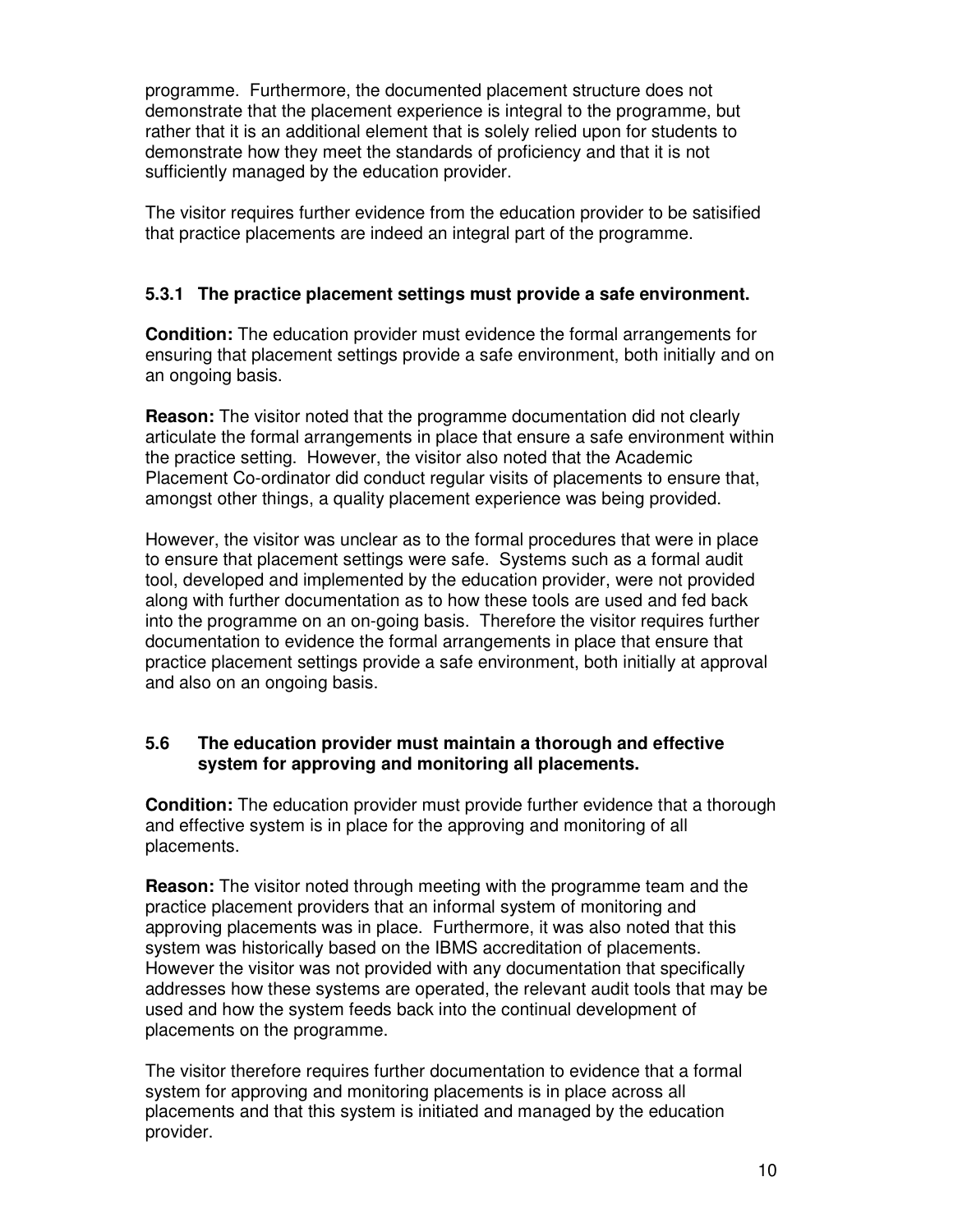programme. Furthermore, the documented placement structure does not demonstrate that the placement experience is integral to the programme, but rather that it is an additional element that is solely relied upon for students to demonstrate how they meet the standards of proficiency and that it is not sufficiently managed by the education provider.

The visitor requires further evidence from the education provider to be satisified that practice placements are indeed an integral part of the programme.

**5.3.1 The practice placement settings must provide a safe environment.**

**Condition:** The education provider must evidence the formal arrangements for ensuring that placement settings provide a safe environment, both initially and on an ongoing basis.

**Reason:** The visitor noted that the programme documentation did not clearly articulate the formal arrangements in place that ensure a safe environment within the practice setting. However, the visitor also noted that the Academic Placement Co-ordinator did conduct regular visits of placements to ensure that, amongst other things, a quality placement experience was being provided.

However, the visitor was unclear as to the formal procedures that were in place to ensure that placement settings were safe. Systems such as a formal audit tool, developed and implemented by the education provider, were not provided along with further documentation as to how these tools are used and fed back into the programme on an on-going basis. Therefore the visitor requires further documentation to evidence the formal arrangements in place that ensure that practice placement settings provide a safe environment, both initially at approval and also on an ongoing basis.

**5.6 The education provider must maintain a thorough and effective system for approving and monitoring all placements.**

**Condition:** The education provider must provide further evidence that a thorough and effective system is in place for the approving and monitoring of all placements.

**Reason:** The visitor noted through meeting with the programme team and the practice placement providers that an informal system of monitoring and approving placements was in place. Furthermore, it was also noted that this system was historically based on the IBMS accreditation of placements. However the visitor was not provided with any documentation that specifically addresses how these systems are operated, the relevant audit tools that may be used and how the system feeds back into the continual development of placements on the programme.

The visitor therefore requires further documentation to evidence that a formal system for approving and monitoring placements is in place across all placements and that this system is initiated and managed by the education provider.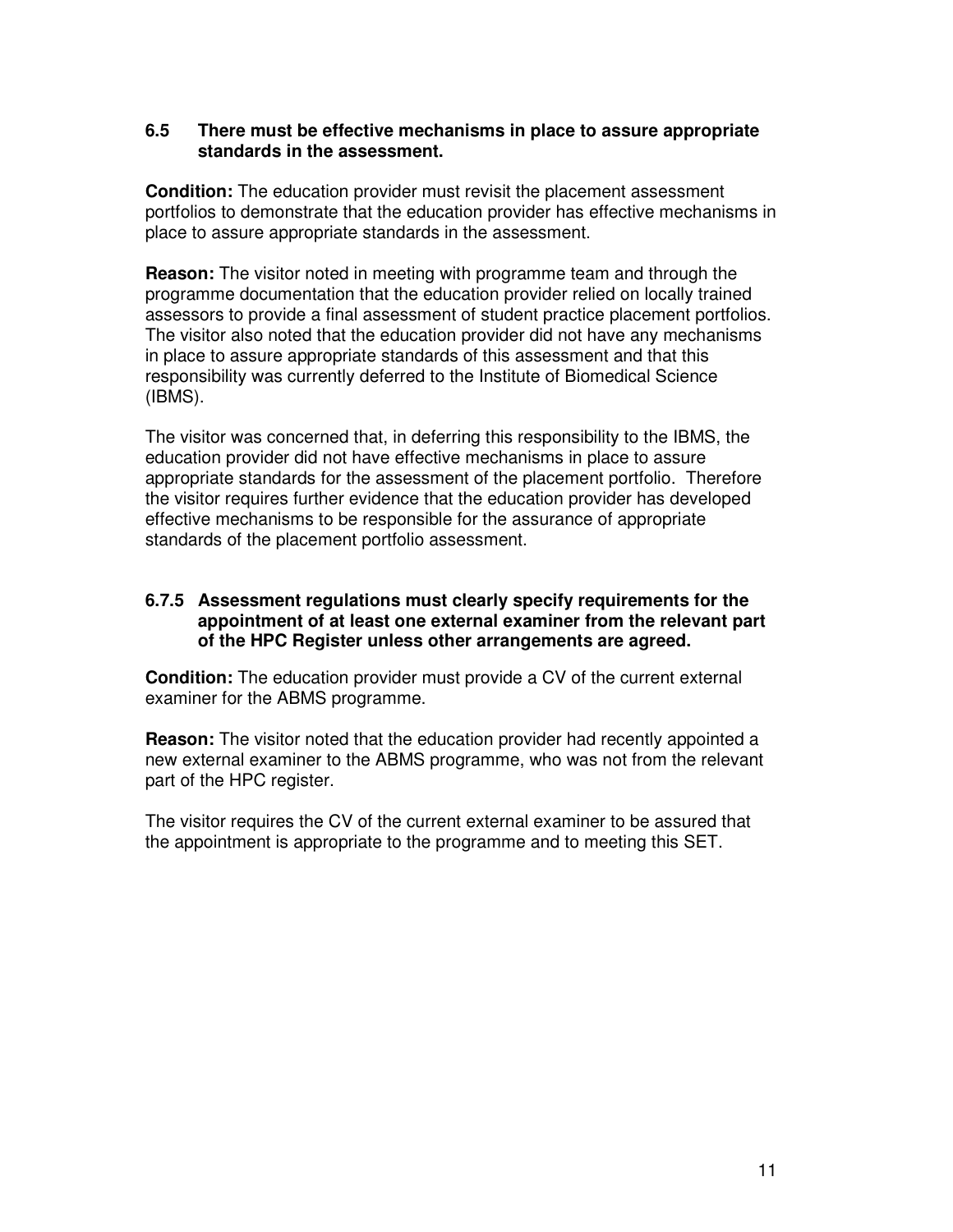**6.5 There must be effective mechanisms in place to assure appropriate standards in the assessment.**

**Condition:** The education provider must revisit the placement assessment portfolios to demonstrate that the education provider has effective mechanisms in place to assure appropriate standards in the assessment.

**Reason:** The visitor noted in meeting with programme team and through the programme documentation that the education provider relied on locally trained assessors to provide a final assessment of student practice placement portfolios. The visitor also noted that the education provider did not have any mechanisms in place to assure appropriate standards of this assessment and that this responsibility was currently deferred to the Institute of Biomedical Science (IBMS).

The visitor was concerned that, in deferring this responsibility to the IBMS, the education provider did not have effective mechanisms in place to assure appropriate standards for the assessment of the placement portfolio. Therefore the visitor requires further evidence that the education provider has developed effective mechanisms to be responsible for the assurance of appropriate standards of the placement portfolio assessment.

**6.7.5 Assessment regulations must clearly specify requirements for the appointment of at least one external examiner from the relevant part of the HPC Register unless other arrangements are agreed.**

**Condition:** The education provider must provide a CV of the current external examiner for the ABMS programme.

**Reason:** The visitor noted that the education provider had recently appointed a new external examiner to the ABMS programme, who was not from the relevant part of the HPC register.

The visitor requires the CV of the current external examiner to be assured that the appointment is appropriate to the programme and to meeting this SET.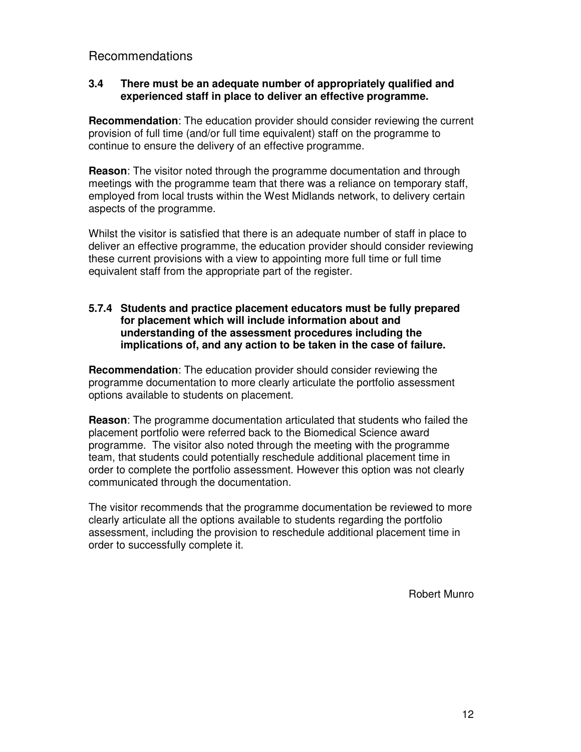## Recommendations

**3.4 There must be an adequate number of appropriately qualified and experienced staff in place to deliver an effective programme.**

**Recommendation**: The education provider should consider reviewing the current provision of full time (and/or full time equivalent) staff on the programme to continue to ensure the delivery of an effective programme.

**Reason**: The visitor noted through the programme documentation and through meetings with the programme team that there was a reliance on temporary staff, employed from local trusts within the West Midlands network, to delivery certain aspects of the programme.

Whilst the visitor is satisfied that there is an adequate number of staff in place to deliver an effective programme, the education provider should consider reviewing these current provisions with a view to appointing more full time or full time equivalent staff from the appropriate part of the register.

**5.7.4 Students and practice placement educators must be fully prepared for placement which will include information about and understanding of the assessment procedures including the implications of, and any action to be taken in the case of failure.**

**Recommendation**: The education provider should consider reviewing the programme documentation to more clearly articulate the portfolio assessment options available to students on placement.

**Reason**: The programme documentation articulated that students who failed the placement portfolio were referred back to the Biomedical Science award programme. The visitor also noted through the meeting with the programme team, that students could potentially reschedule additional placement time in order to complete the portfolio assessment. However this option was not clearly communicated through the documentation.

The visitor recommends that the programme documentation be reviewed to more clearly articulate all the options available to students regarding the portfolio assessment, including the provision to reschedule additional placement time in order to successfully complete it.

Robert Munro